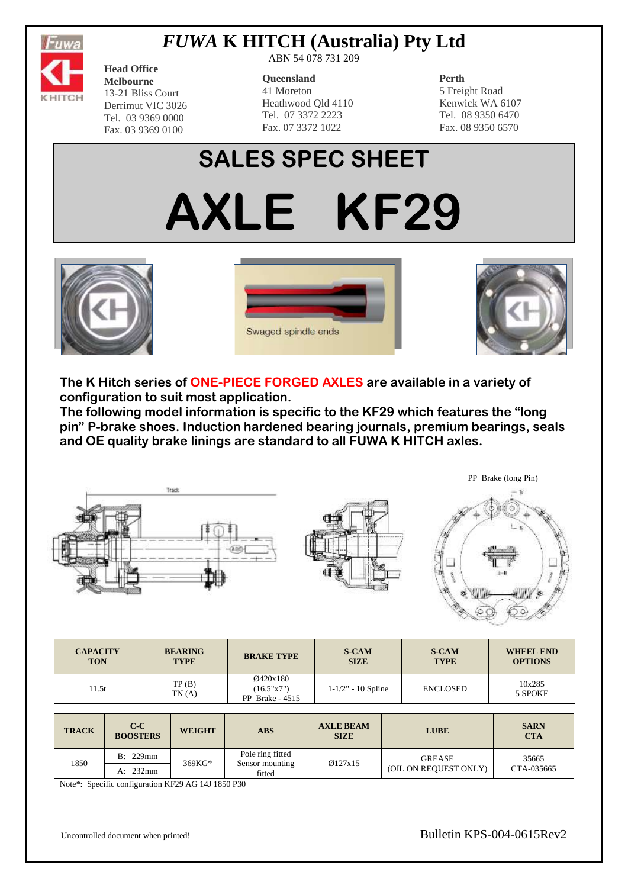# *FUWA* K HITCH (Australia) Pty Ltd

ABN 54 078 731 209

**Head Office**
**Melbourne**
13-21 Bliss Court
Derrimut VIC 3026
Tel. 03 9369 0000
Fax. 03 9369 0100

**Queensland**
41 Moreton
Heathwood Qld 4110
Tel. 07 3372 2223
Fax. 07 3372 1022

**Perth**
5 Freight Road
Kenwick WA 6107
Tel. 08 9350 6470
Fax. 08 9350 6570

# SALES SPEC SHEET

# AXLE KF29

Swaged spindle ends

**The K Hitch series of ONE-PIECE FORGED AXLES are available in a variety of configuration to suit most application.**
**The following model information is specific to the KF29 which features the "long pin" P-brake shoes. Induction hardened bearing journals, premium bearings, seals and OE quality brake linings are standard to all FUWA K HITCH axles.**

PP Brake (long Pin)

| CAPACITY TON | BEARING TYPE | BRAKE TYPE | S-CAM SIZE | S-CAM TYPE | WHEEL END OPTIONS |
|---|---|---|---|---|---|
| 11.5t | TP (B) TN (A) | Ø420x180 (16.5"x7") PP Brake - 4515 | 1-1/2" - 10 Spline | ENCLOSED | 10x285 5 SPOKE |

| TRACK | C-C BOOSTERS | WEIGHT | ABS | AXLE BEAM SIZE | LUBE | SARN CTA |
|---|---|---|---|---|---|---|
| 1850 | B: 229mm | 369KG* | Pole ring fitted Sensor mounting fitted | Ø127x15 | GREASE (OIL ON REQUEST ONLY) | 35665 CTA-035665 |
| | A: 232mm | | | | | |

Note*: Specific configuration KF29 AG 14J 1850 P30

Uncontrolled document when printed!

Bulletin KPS-004-0615Rev2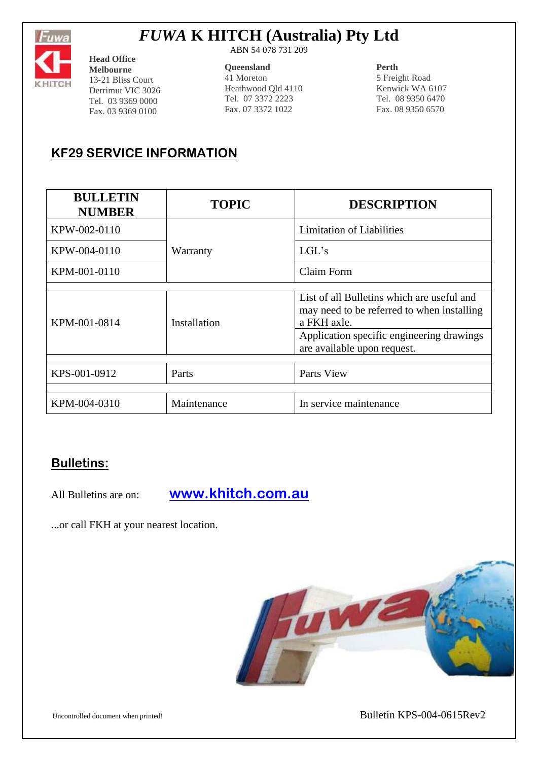# *FUWA* K HITCH (Australia) Pty Ltd

ABN 54 078 731 209

**Head Office**
**Melbourne**
13-21 Bliss Court
Derrimut VIC 3026
Tel. 03 9369 0000
Fax. 03 9369 0100

**Queensland**
41 Moreton
Heathwood Qld 4110
Tel. 07 3372 2223
Fax. 07 3372 1022

**Perth**
5 Freight Road
Kenwick WA 6107
Tel. 08 9350 6470
Fax. 08 9350 6570

## KF29 SERVICE INFORMATION

| BULLETIN NUMBER | TOPIC | DESCRIPTION |
|---|---|---|
| KPW-002-0110 | Warranty | Limitation of Liabilities |
| KPW-004-0110 | | LGL's |
| KPM-001-0110 | | Claim Form |
| | | |
| KPM-001-0814 | Installation | List of all Bulletins which are useful and may need to be referred to when installing a FKH axle. |
| | | Application specific engineering drawings are available upon request. |
| | | |
| KPS-001-0912 | Parts | Parts View |
| | | |
| KPM-004-0310 | Maintenance | In service maintenance |

## Bulletins:

All Bulletins are on: **www.khitch.com.au**

...or call FKH at your nearest location.

Uncontrolled document when printed!

Bulletin KPS-004-0615Rev2